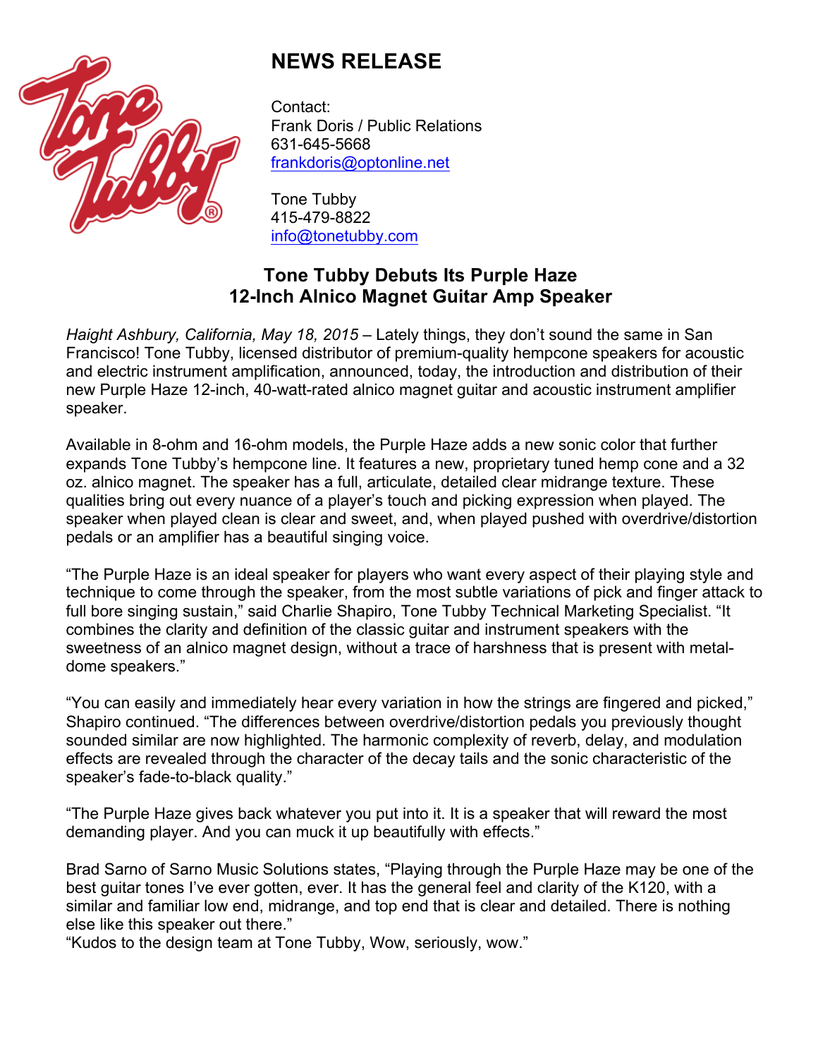# NEWS RELEASE

Contact:
Frank Doris / Public Relations
631-645-5668
frankdoris@optonline.net

Tone Tubby
415-479-8822
info@tonetubby.com

## Tone Tubby Debuts Its Purple Haze 12-Inch Alnico Magnet Guitar Amp Speaker

*Haight Ashbury, California, May 18, 2015* – Lately things, they don't sound the same in San Francisco! Tone Tubby, licensed distributor of premium-quality hempcone speakers for acoustic and electric instrument amplification, announced, today, the introduction and distribution of their new Purple Haze 12-inch, 40-watt-rated alnico magnet guitar and acoustic instrument amplifier speaker.

Available in 8-ohm and 16-ohm models, the Purple Haze adds a new sonic color that further expands Tone Tubby's hempcone line. It features a new, proprietary tuned hemp cone and a 32 oz. alnico magnet. The speaker has a full, articulate, detailed clear midrange texture. These qualities bring out every nuance of a player's touch and picking expression when played. The speaker when played clean is clear and sweet, and, when played pushed with overdrive/distortion pedals or an amplifier has a beautiful singing voice.

"The Purple Haze is an ideal speaker for players who want every aspect of their playing style and technique to come through the speaker, from the most subtle variations of pick and finger attack to full bore singing sustain," said Charlie Shapiro, Tone Tubby Technical Marketing Specialist. "It combines the clarity and definition of the classic guitar and instrument speakers with the sweetness of an alnico magnet design, without a trace of harshness that is present with metal-dome speakers."

"You can easily and immediately hear every variation in how the strings are fingered and picked," Shapiro continued. "The differences between overdrive/distortion pedals you previously thought sounded similar are now highlighted. The harmonic complexity of reverb, delay, and modulation effects are revealed through the character of the decay tails and the sonic characteristic of the speaker's fade-to-black quality."

"The Purple Haze gives back whatever you put into it. It is a speaker that will reward the most demanding player. And you can muck it up beautifully with effects."

Brad Sarno of Sarno Music Solutions states, "Playing through the Purple Haze may be one of the best guitar tones I've ever gotten, ever. It has the general feel and clarity of the K120, with a similar and familiar low end, midrange, and top end that is clear and detailed. There is nothing else like this speaker out there."
"Kudos to the design team at Tone Tubby, Wow, seriously, wow."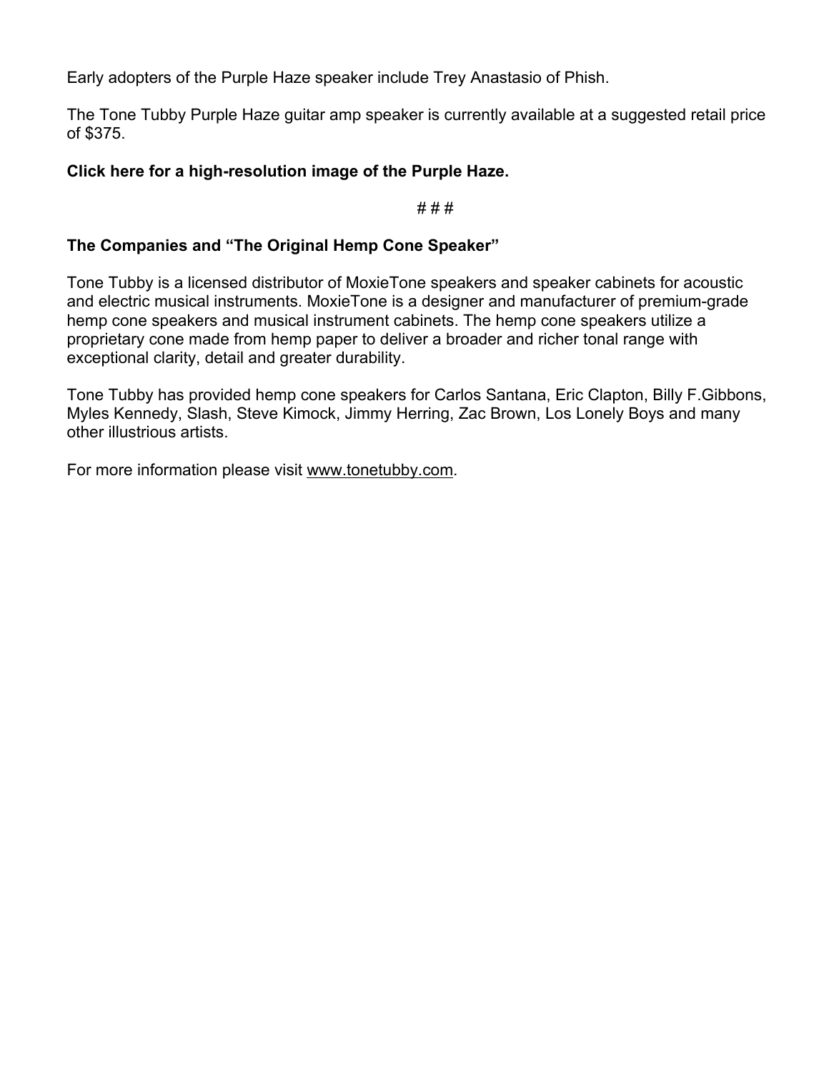Early adopters of the Purple Haze speaker include Trey Anastasio of Phish.

The Tone Tubby Purple Haze guitar amp speaker is currently available at a suggested retail price of $375.

**Click here for a high-resolution image of the Purple Haze.**

# # #

**The Companies and "The Original Hemp Cone Speaker"**

Tone Tubby is a licensed distributor of MoxieTone speakers and speaker cabinets for acoustic and electric musical instruments. MoxieTone is a designer and manufacturer of premium-grade hemp cone speakers and musical instrument cabinets. The hemp cone speakers utilize a proprietary cone made from hemp paper to deliver a broader and richer tonal range with exceptional clarity, detail and greater durability.

Tone Tubby has provided hemp cone speakers for Carlos Santana, Eric Clapton, Billy F.Gibbons, Myles Kennedy, Slash, Steve Kimock, Jimmy Herring, Zac Brown, Los Lonely Boys and many other illustrious artists.

For more information please visit www.tonetubby.com.